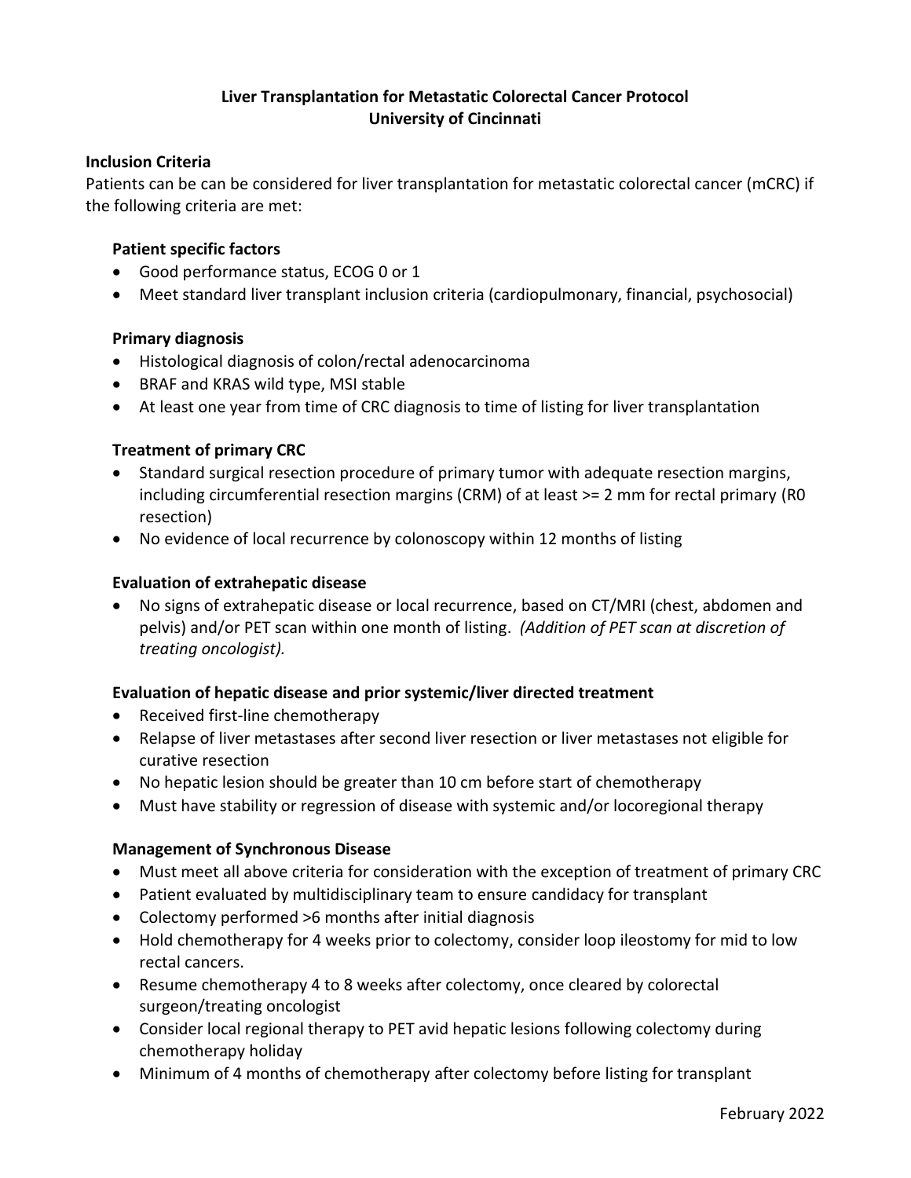# Liver Transplantation for Metastatic Colorectal Cancer Protocol
# University of Cincinnati

## Inclusion Criteria

Patients can be can be considered for liver transplantation for metastatic colorectal cancer (mCRC) if the following criteria are met:

### Patient specific factors

- Good performance status, ECOG 0 or 1
- Meet standard liver transplant inclusion criteria (cardiopulmonary, financial, psychosocial)

### Primary diagnosis

- Histological diagnosis of colon/rectal adenocarcinoma
- BRAF and KRAS wild type, MSI stable
- At least one year from time of CRC diagnosis to time of listing for liver transplantation

### Treatment of primary CRC

- Standard surgical resection procedure of primary tumor with adequate resection margins, including circumferential resection margins (CRM) of at least >= 2 mm for rectal primary (R0 resection)
- No evidence of local recurrence by colonoscopy within 12 months of listing

### Evaluation of extrahepatic disease

- No signs of extrahepatic disease or local recurrence, based on CT/MRI (chest, abdomen and pelvis) and/or PET scan within one month of listing. *(Addition of PET scan at discretion of treating oncologist).*

### Evaluation of hepatic disease and prior systemic/liver directed treatment

- Received first-line chemotherapy
- Relapse of liver metastases after second liver resection or liver metastases not eligible for curative resection
- No hepatic lesion should be greater than 10 cm before start of chemotherapy
- Must have stability or regression of disease with systemic and/or locoregional therapy

### Management of Synchronous Disease

- Must meet all above criteria for consideration with the exception of treatment of primary CRC
- Patient evaluated by multidisciplinary team to ensure candidacy for transplant
- Colectomy performed >6 months after initial diagnosis
- Hold chemotherapy for 4 weeks prior to colectomy, consider loop ileostomy for mid to low rectal cancers.
- Resume chemotherapy 4 to 8 weeks after colectomy, once cleared by colorectal surgeon/treating oncologist
- Consider local regional therapy to PET avid hepatic lesions following colectomy during chemotherapy holiday
- Minimum of 4 months of chemotherapy after colectomy before listing for transplant

February 2022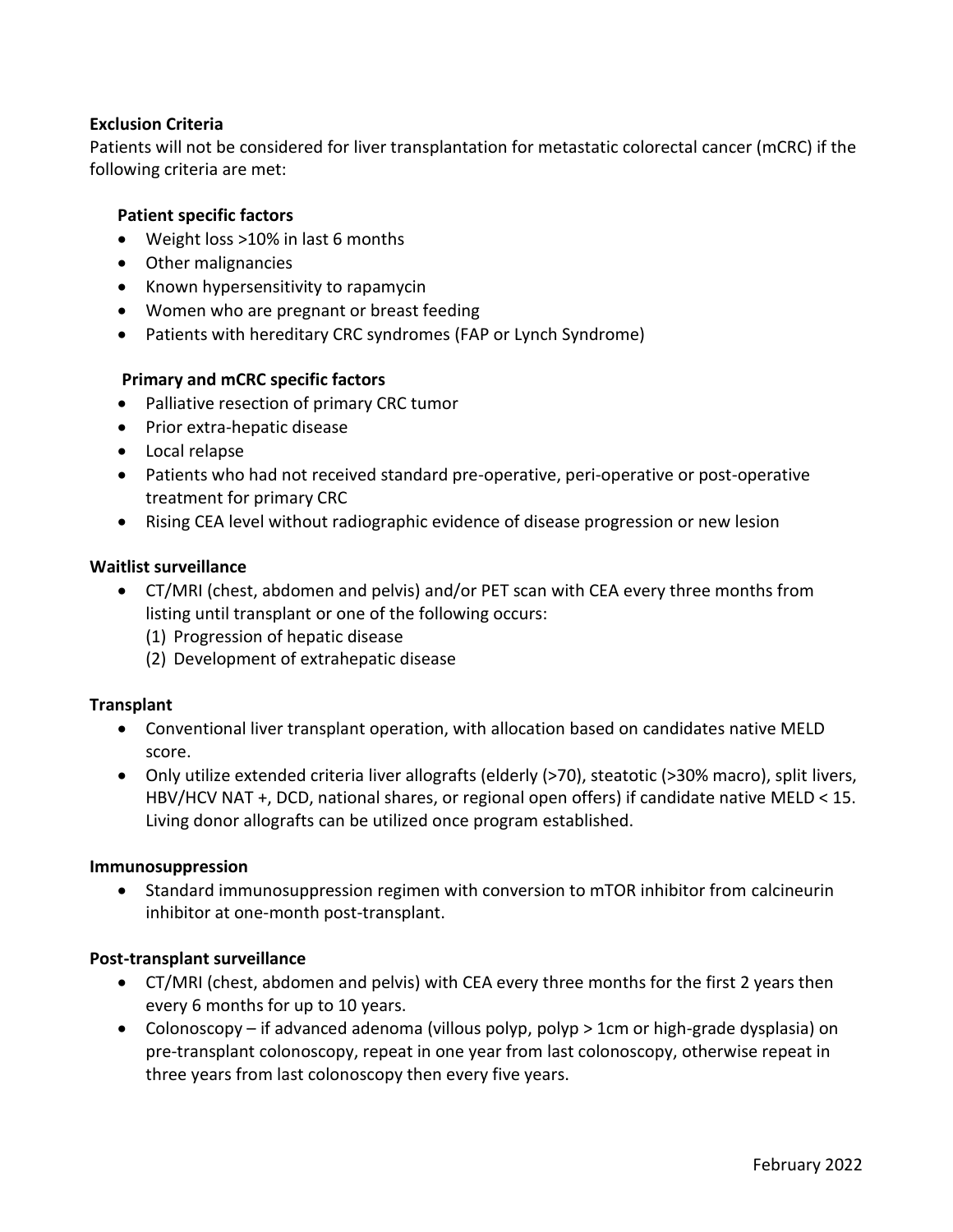**Exclusion Criteria**

Patients will not be considered for liver transplantation for metastatic colorectal cancer (mCRC) if the following criteria are met:

**Patient specific factors**

- Weight loss >10% in last 6 months
- Other malignancies
- Known hypersensitivity to rapamycin
- Women who are pregnant or breast feeding
- Patients with hereditary CRC syndromes (FAP or Lynch Syndrome)

**Primary and mCRC specific factors**

- Palliative resection of primary CRC tumor
- Prior extra-hepatic disease
- Local relapse
- Patients who had not received standard pre-operative, peri-operative or post-operative treatment for primary CRC
- Rising CEA level without radiographic evidence of disease progression or new lesion

**Waitlist surveillance**

- CT/MRI (chest, abdomen and pelvis) and/or PET scan with CEA every three months from listing until transplant or one of the following occurs:
  (1) Progression of hepatic disease
  (2) Development of extrahepatic disease

**Transplant**

- Conventional liver transplant operation, with allocation based on candidates native MELD score.
- Only utilize extended criteria liver allografts (elderly (>70), steatotic (>30% macro), split livers, HBV/HCV NAT +, DCD, national shares, or regional open offers) if candidate native MELD < 15. Living donor allografts can be utilized once program established.

**Immunosuppression**

- Standard immunosuppression regimen with conversion to mTOR inhibitor from calcineurin inhibitor at one-month post-transplant.

**Post-transplant surveillance**

- CT/MRI (chest, abdomen and pelvis) with CEA every three months for the first 2 years then every 6 months for up to 10 years.
- Colonoscopy – if advanced adenoma (villous polyp, polyp > 1cm or high-grade dysplasia) on pre-transplant colonoscopy, repeat in one year from last colonoscopy, otherwise repeat in three years from last colonoscopy then every five years.

February 2022